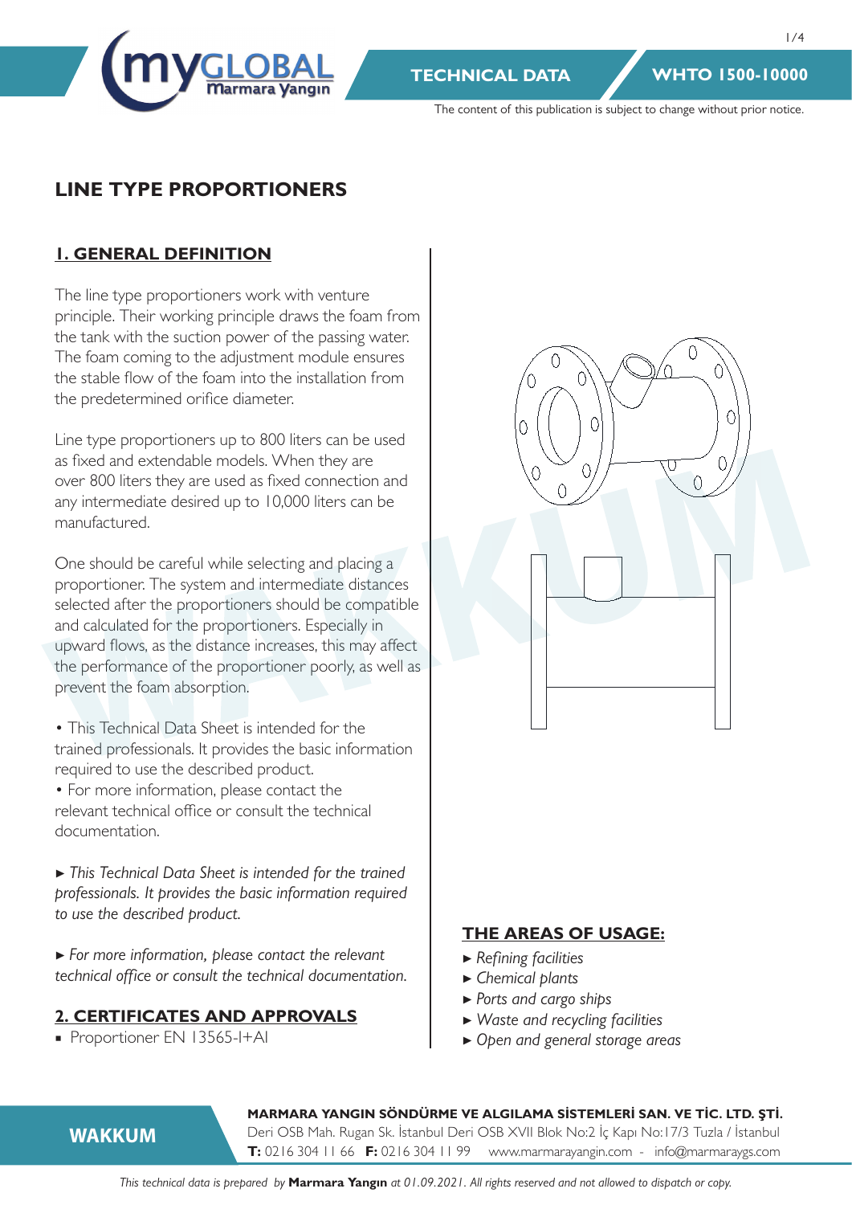# LINE TYPE PROPORTIONERS

## 1. GENERAL DEFINITION

The line type proportioners work with venture principle. Their working principle draws the foam from the tank with the suction power of the passing water. The foam coming to the adjustment module ensures the stable flow of the foam into the installation from the predetermined orifice diameter.

Line type proportioners up to 800 liters can be used as fixed and extendable models. When they are over 800 liters they are used as fixed connection and any intermediate desired up to 10,000 liters can be manufactured.

One should be careful while selecting and placing a proportioner. The system and intermediate distances selected after the proportioners should be compatible and calculated for the proportioners. Especially in upward flows, as the distance increases, this may affect the performance of the proportioner poorly, as well as prevent the foam absorption.

- This Technical Data Sheet is intended for the trained professionals. It provides the basic information required to use the described product.
- For more information, please contact the relevant technical office or consult the technical documentation.

► *This Technical Data Sheet is intended for the trained professionals. It provides the basic information required to use the described product.*

► *For more information, please contact the relevant technical office or consult the technical documentation.*

## 2. CERTIFICATES AND APPROVALS

- Proportioner EN 13565-1+A1

## THE AREAS OF USAGE:

- ► *Refining facilities*
- ► *Chemical plants*
- ► *Ports and cargo ships*
- ► *Waste and recycling facilities*
- ► *Open and general storage areas*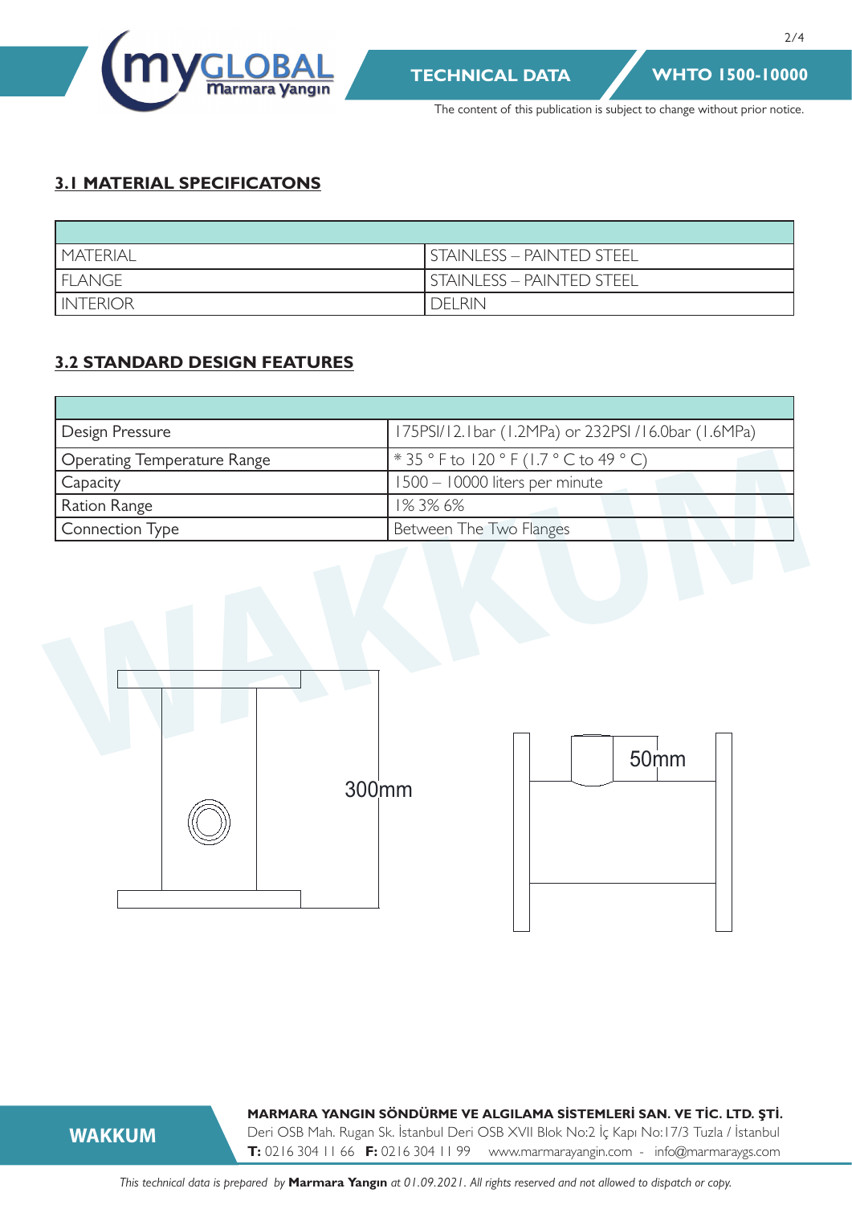## 3.1 MATERIAL SPECIFICATONS

| | |
|---|---|
| MATERIAL | STAINLESS – PAINTED STEEL |
| FLANGE | STAINLESS – PAINTED STEEL |
| INTERIOR | DELRIN |

## 3.2 STANDARD DESIGN FEATURES

| | |
|---|---|
| Design Pressure | 175PSI/12.1bar (1.2MPa) or 232PSI /16.0bar (1.6MPa) |
| Operating Temperature Range | * 35 ° F to 120 ° F (1.7 ° C to 49 ° C) |
| Capacity | 1500 – 10000 liters per minute |
| Ration Range | 1% 3% 6% |
| Connection Type | Between The Two Flanges |

300mm

50mm

**MARMARA YANGIN SÖNDÜRME VE ALGILAMA SİSTEMLERİ SAN. VE TİC. LTD. ŞTİ.**
Deri OSB Mah. Rugan Sk. İstanbul Deri OSB XVII Blok No:2 İç Kapı No:17/3 Tuzla / İstanbul
**T:** 0216 304 11 66 **F:** 0216 304 11 99 www.marmarayangin.com - info@marmaraygs.com

*This technical data is prepared by* ***Marmara Yangın*** *at 01.09.2021. All rights reserved and not allowed to dispatch or copy.*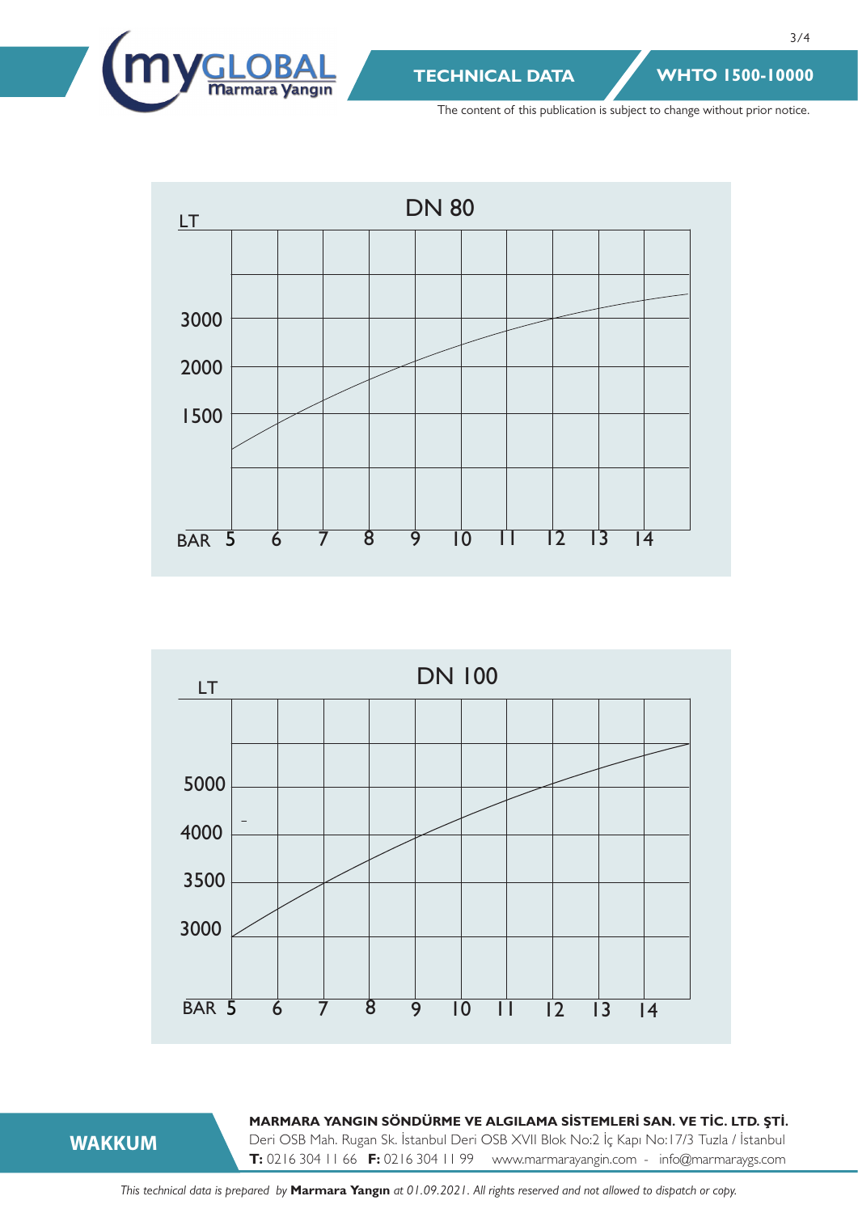The content of this publication is subject to change without prior notice.

## DN 80

LT

3000

2000

1500

BAR 5 6 7 8 9 10 11 12 13 14

## DN 100

LT

5000

4000

3500

3000

BAR 5 6 7 8 9 10 11 12 13 14

**MARMARA YANGIN SÖNDÜRME VE ALGILAMA SİSTEMLERİ SAN. VE TİC. LTD. ŞTİ.**
Deri OSB Mah. Rugan Sk. İstanbul Deri OSB XVII Blok No:2 İç Kapı No:17/3 Tuzla / İstanbul
**T:** 0216 304 11 66 **F:** 0216 304 11 99 www.marmarayangin.com - info@marmaraygs.com

**WAKKUM**

*This technical data is prepared by* ***Marmara Yangın*** *at 01.09.2021. All rights reserved and not allowed to dispatch or copy.*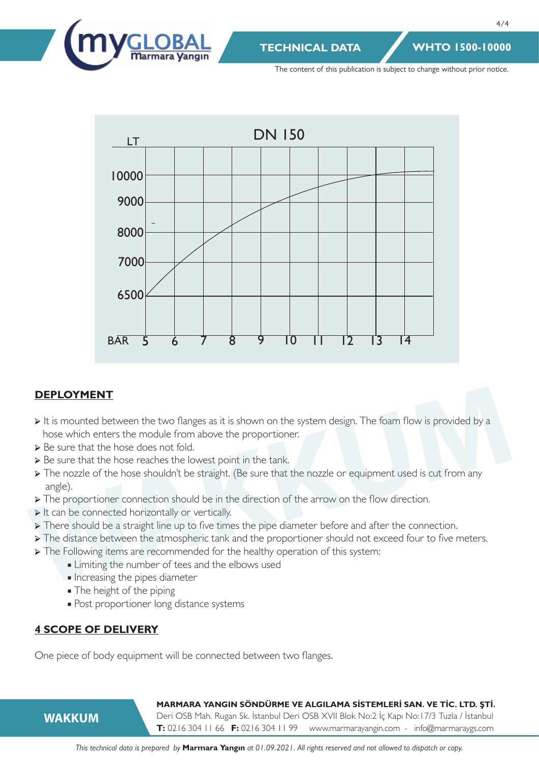DN 150

LT

10000

9000

8000

7000

6500

BAR 5 6 7 8 9 10 11 12 13 14

## DEPLOYMENT

- It is mounted between the two flanges as it is shown on the system design. The foam flow is provided by a hose which enters the module from above the proportioner.
- Be sure that the hose does not fold.
- Be sure that the hose reaches the lowest point in the tank.
- The nozzle of the hose shouldn't be straight. (Be sure that the nozzle or equipment used is cut from any angle).
- The proportioner connection should be in the direction of the arrow on the flow direction.
- It can be connected horizontally or vertically.
- There should be a straight line up to five times the pipe diameter before and after the connection.
- The distance between the atmospheric tank and the proportioner should not exceed four to five meters.
- The Following items are recommended for the healthy operation of this system:
  - Limiting the number of tees and the elbows used
  - Increasing the pipes diameter
  - The height of the piping
  - Post proportioner long distance systems

## 4 SCOPE OF DELIVERY

One piece of body equipment will be connected between two flanges.